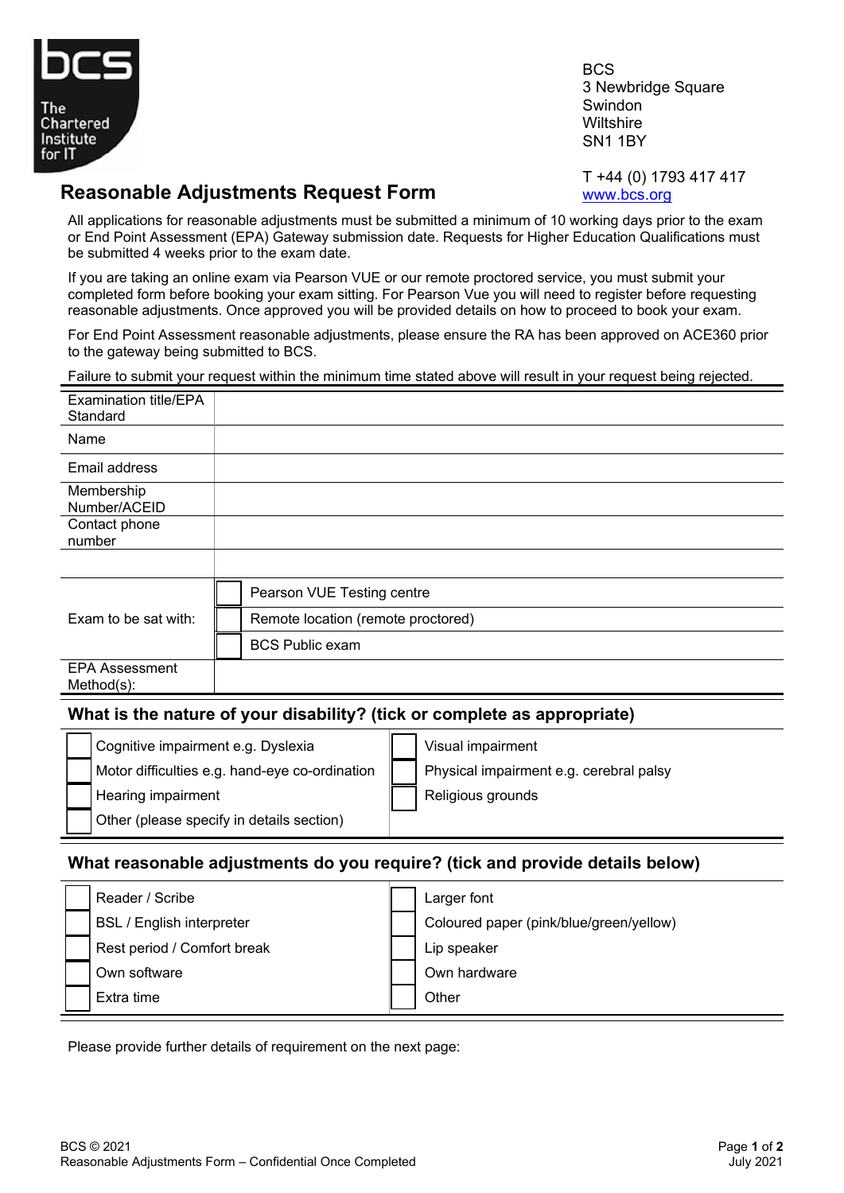BCS
3 Newbridge Square
Swindon
Wiltshire
SN1 1BY

T +44 (0) 1793 417 417
www.bcs.org

# Reasonable Adjustments Request Form

All applications for reasonable adjustments must be submitted a minimum of 10 working days prior to the exam or End Point Assessment (EPA) Gateway submission date. Requests for Higher Education Qualifications must be submitted 4 weeks prior to the exam date.

If you are taking an online exam via Pearson VUE or our remote proctored service, you must submit your completed form before booking your exam sitting. For Pearson Vue you will need to register before requesting reasonable adjustments. Once approved you will be provided details on how to proceed to book your exam.

For End Point Assessment reasonable adjustments, please ensure the RA has been approved on ACE360 prior to the gateway being submitted to BCS.

Failure to submit your request within the minimum time stated above will result in your request being rejected.

| | |
|---|---|
| Examination title/EPA Standard | |
| Name | |
| Email address | |
| Membership Number/ACEID | |
| Contact phone number | |
| | |
| Exam to be sat with: | ☐ Pearson VUE Testing centre |
| | ☐ Remote location (remote proctored) |
| | ☐ BCS Public exam |
| EPA Assessment Method(s): | |

## What is the nature of your disability? (tick or complete as appropriate)

| | |
|---|---|
| ☐ Cognitive impairment e.g. Dyslexia | ☐ Visual impairment |
| ☐ Motor difficulties e.g. hand-eye co-ordination | ☐ Physical impairment e.g. cerebral palsy |
| ☐ Hearing impairment | ☐ Religious grounds |
| ☐ Other (please specify in details section) | |

## What reasonable adjustments do you require? (tick and provide details below)

| | |
|---|---|
| ☐ Reader / Scribe | ☐ Larger font |
| ☐ BSL / English interpreter | ☐ Coloured paper (pink/blue/green/yellow) |
| ☐ Rest period / Comfort break | ☐ Lip speaker |
| ☐ Own software | ☐ Own hardware |
| ☐ Extra time | ☐ Other |

Please provide further details of requirement on the next page: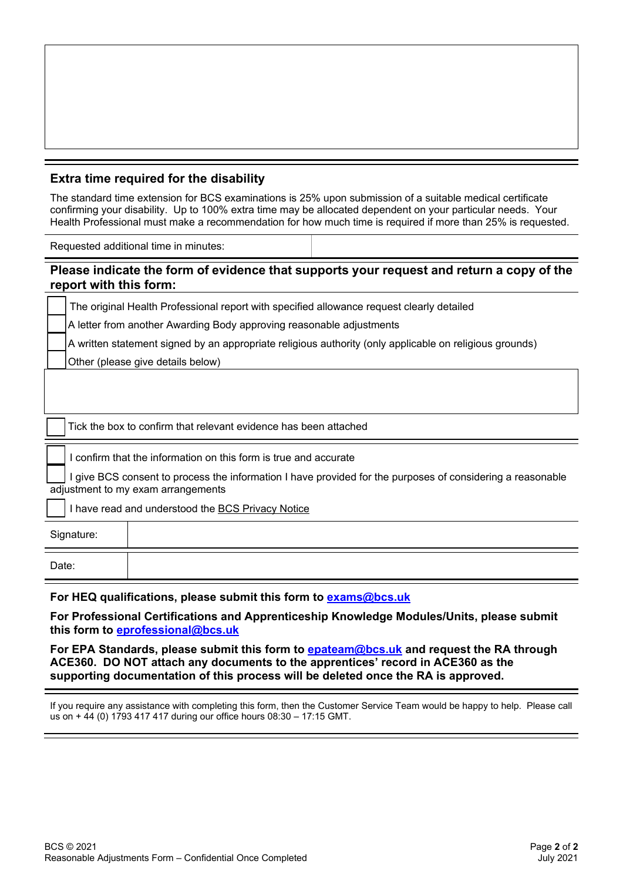## Extra time required for the disability

The standard time extension for BCS examinations is 25% upon submission of a suitable medical certificate confirming your disability. Up to 100% extra time may be allocated dependent on your particular needs. Your Health Professional must make a recommendation for how much time is required if more than 25% is requested.

| | |
|---|---|
| Requested additional time in minutes: | |

**Please indicate the form of evidence that supports your request and return a copy of the report with this form:**

- [ ] The original Health Professional report with specified allowance request clearly detailed
- [ ] A letter from another Awarding Body approving reasonable adjustments
- [ ] A written statement signed by an appropriate religious authority (only applicable on religious grounds)
- [ ] Other (please give details below)

- [ ] Tick the box to confirm that relevant evidence has been attached

- [ ] I confirm that the information on this form is true and accurate
- [ ] I give BCS consent to process the information I have provided for the purposes of considering a reasonable adjustment to my exam arrangements
- [ ] I have read and understood the BCS Privacy Notice

| | |
|---|---|
| Signature: | |
| Date: | |

**For HEQ qualifications, please submit this form to exams@bcs.uk**

**For Professional Certifications and Apprenticeship Knowledge Modules/Units, please submit this form to eprofessional@bcs.uk**

**For EPA Standards, please submit this form to epateam@bcs.uk and request the RA through ACE360. DO NOT attach any documents to the apprentices' record in ACE360 as the supporting documentation of this process will be deleted once the RA is approved.**

If you require any assistance with completing this form, then the Customer Service Team would be happy to help. Please call us on + 44 (0) 1793 417 417 during our office hours 08:30 – 17:15 GMT.